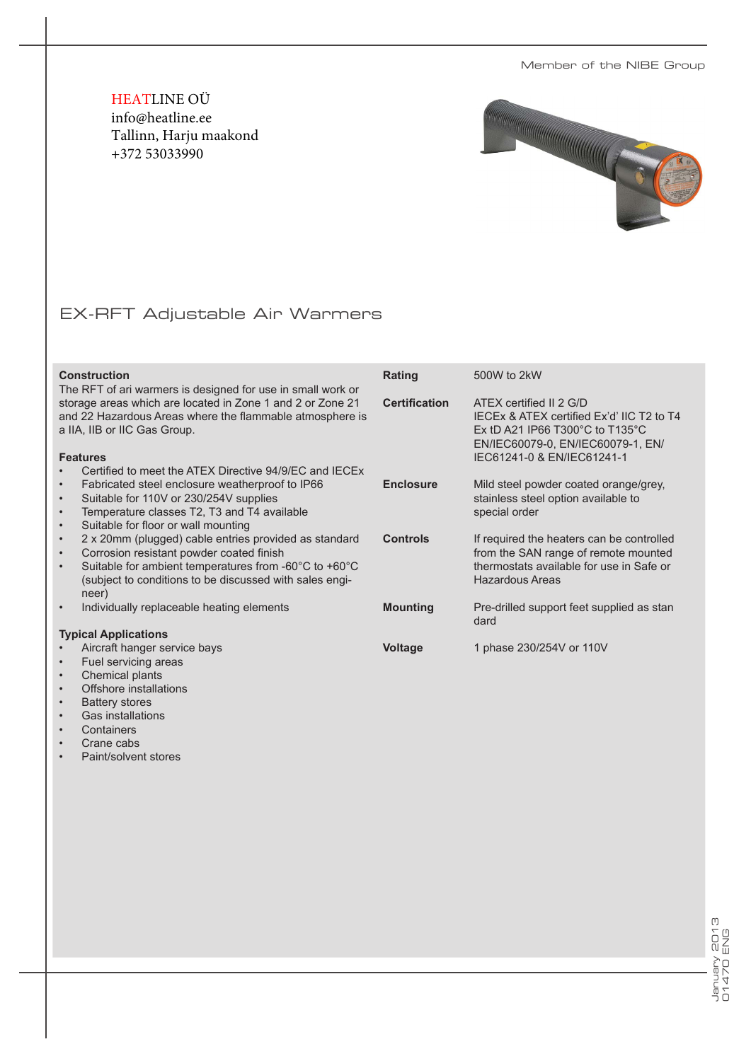Member of the NIBE Group

HEATLINE OÜ
info@heatline.ee
Tallinn, Harju maakond
+372 53033990

# EX-RFT Adjustable Air Warmers

## Construction

The RFT of ari warmers is designed for use in small work or storage areas which are located in Zone 1 and 2 or Zone 21 and 22 Hazardous Areas where the flammable atmosphere is a IIA, IIB or IIC Gas Group.

## Features

- Certified to meet the ATEX Directive 94/9/EC and IECEx
- Fabricated steel enclosure weatherproof to IP66
- Suitable for 110V or 230/254V supplies
- Temperature classes T2, T3 and T4 available
- Suitable for floor or wall mounting
- 2 x 20mm (plugged) cable entries provided as standard
- Corrosion resistant powder coated finish
- Suitable for ambient temperatures from -60°C to +60°C (subject to conditions to be discussed with sales engineer)
- Individually replaceable heating elements

## Typical Applications

- Aircraft hanger service bays
- Fuel servicing areas
- Chemical plants
- Offshore installations
- Battery stores
- Gas installations
- Containers
- Crane cabs
- Paint/solvent stores

| | |
|---|---|
| **Rating** | 500W to 2kW |
| **Certification** | ATEX certified II 2 G/D<br>IECEx & ATEX certified Ex'd' IIC T2 to T4<br>Ex tD A21 IP66 T300°C to T135°C<br>EN/IEC60079-0, EN/IEC60079-1, EN/IEC61241-0 & EN/IEC61241-1 |
| **Enclosure** | Mild steel powder coated orange/grey, stainless steel option available to special order |
| **Controls** | If required the heaters can be controlled from the SAN range of remote mounted thermostats available for use in Safe or Hazardous Areas |
| **Mounting** | Pre-drilled support feet supplied as standard |
| **Voltage** | 1 phase 230/254V or 110V |

January 2013
01470 ENG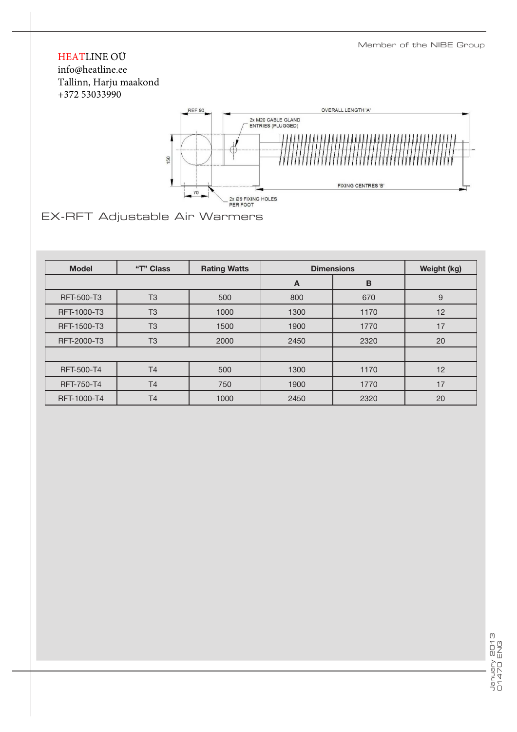HEATLINE OÜ
info@heatline.ee
Tallinn, Harju maakond
+372 53033990

REF 90

OVERALL LENGTH 'A'

2x M20 CABLE GLAND ENTRIES (PLUGGED)

150

70

FIXING CENTRES 'B'

2x Ø9 FIXING HOLES PER FOOT

# EX-RFT Adjustable Air Warmers

| Model | "T" Class | Rating Watts | Dimensions | | Weight (kg) |
|---|---|---|---|---|---|
| | | | A | B | |
| RFT-500-T3 | T3 | 500 | 800 | 670 | 9 |
| RFT-1000-T3 | T3 | 1000 | 1300 | 1170 | 12 |
| RFT-1500-T3 | T3 | 1500 | 1900 | 1770 | 17 |
| RFT-2000-T3 | T3 | 2000 | 2450 | 2320 | 20 |
| | | | | | |
| RFT-500-T4 | T4 | 500 | 1300 | 1170 | 12 |
| RFT-750-T4 | T4 | 750 | 1900 | 1770 | 17 |
| RFT-1000-T4 | T4 | 1000 | 2450 | 2320 | 20 |